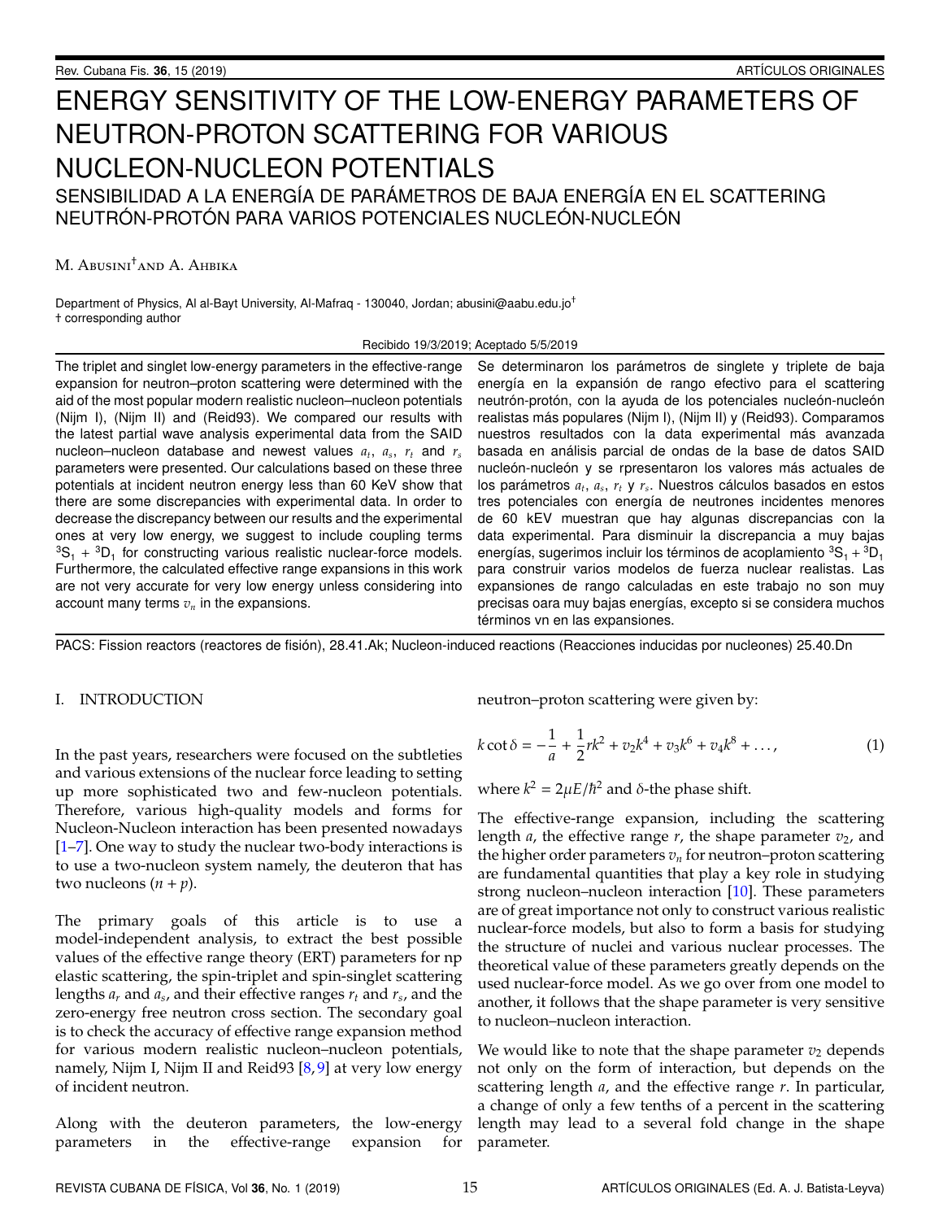# ENERGY SENSITIVITY OF THE LOW-ENERGY PARAMETERS OF NEUTRON-PROTON SCATTERING FOR VARIOUS NUCLEON-NUCLEON POTENTIALS

## SENSIBILIDAD A LA ENERGÍA DE PARÁMETROS DE BAJA ENERGÍA EN EL SCATTERING NEUTRÓN-PROTÓN PARA VARIOS POTENCIALES NUCLEÓN-NUCLEÓN

M. Abusini[†] and A. Ahbika

Department of Physics, Al al-Bayt University, Al-Mafraq - 130040, Jordan; abusini@aabu.edu.jo[†]
† corresponding author

Recibido 19/3/2019; Aceptado 5/5/2019

The triplet and singlet low-energy parameters in the effective-range expansion for neutron–proton scattering were determined with the aid of the most popular modern realistic nucleon–nucleon potentials (Nijm I), (Nijm II) and (Reid93). We compared our results with the latest partial wave analysis experimental data from the SAID nucleon–nucleon database and newest values $a_t$, $a_s$, $r_t$ and $r_s$ parameters were presented. Our calculations based on these three potentials at incident neutron energy less than 60 KeV show that there are some discrepancies with experimental data. In order to decrease the discrepancy between our results and the experimental ones at very low energy, we suggest to include coupling terms $^3S_1$ + $^3D_1$ for constructing various realistic nuclear-force models. Furthermore, the calculated effective range expansions in this work are not very accurate for very low energy unless considering into account many terms $v_n$ in the expansions.

Se determinaron los parámetros de singlete y triplete de baja energía en la expansión de rango efectivo para el scattering neutrón-protón, con la ayuda de los potenciales nucleón-nucleón realistas más populares (Nijm I), (Nijm II) y (Reid93). Comparamos nuestros resultados con la data experimental más avanzada basada en análisis parcial de ondas de la base de datos SAID nucleón-nucleón y se rpresentaron los valores más actuales de los parámetros $a_t$, $a_s$, $r_t$ y $r_s$. Nuestros cálculos basados en estos tres potenciales con energía de neutrones incidentes menores de 60 kEV muestran que hay algunas discrepancias con la data experimental. Para disminuir la discrepancia a muy bajas energías, sugerimos incluir los términos de acoplamiento $^3S_1$ + $^3D_1$ para construir varios modelos de fuerza nuclear realistas. Las expansiones de rango calculadas en este trabajo no son muy precisas oara muy bajas energías, excepto si se considera muchos términos vn en las expansiones.

PACS: Fission reactors (reactores de fisión), 28.41.Ak; Nucleon-induced reactions (Reacciones inducidas por nucleones) 25.40.Dn

## I. INTRODUCTION

In the past years, researchers were focused on the subtleties and various extensions of the nuclear force leading to setting up more sophisticated two and few-nucleon potentials. Therefore, various high-quality models and forms for Nucleon-Nucleon interaction has been presented nowadays [1–7]. One way to study the nuclear two-body interactions is to use a two-nucleon system namely, the deuteron that has two nucleons $(n + p)$.

The primary goals of this article is to use a model-independent analysis, to extract the best possible values of the effective range theory (ERT) parameters for np elastic scattering, the spin-triplet and spin-singlet scattering lengths $a_r$ and $a_s$, and their effective ranges $r_t$ and $r_s$, and the zero-energy free neutron cross section. The secondary goal is to check the accuracy of effective range expansion method for various modern realistic nucleon–nucleon potentials, namely, Nijm I, Nijm II and Reid93 [8,9] at very low energy of incident neutron.

Along with the deuteron parameters, the low-energy parameters in the effective-range expansion for neutron–proton scattering were given by:

$$k \cot \delta = -\frac{1}{a} + \frac{1}{2} r k^2 + v_2 k^4 + v_3 k^6 + v_4 k^8 + \dots, \tag{1}$$

where $k^2 = 2\mu E/\hbar^2$ and $\delta$-the phase shift.

The effective-range expansion, including the scattering length $a$, the effective range $r$, the shape parameter $v_2$, and the higher order parameters $v_n$ for neutron–proton scattering are fundamental quantities that play a key role in studying strong nucleon–nucleon interaction [10]. These parameters are of great importance not only to construct various realistic nuclear-force models, but also to form a basis for studying the structure of nuclei and various nuclear processes. The theoretical value of these parameters greatly depends on the used nuclear-force model. As we go over from one model to another, it follows that the shape parameter is very sensitive to nucleon–nucleon interaction.

We would like to note that the shape parameter $v_2$ depends not only on the form of interaction, but depends on the scattering length $a$, and the effective range $r$. In particular, a change of only a few tenths of a percent in the scattering length may lead to a several fold change in the shape parameter.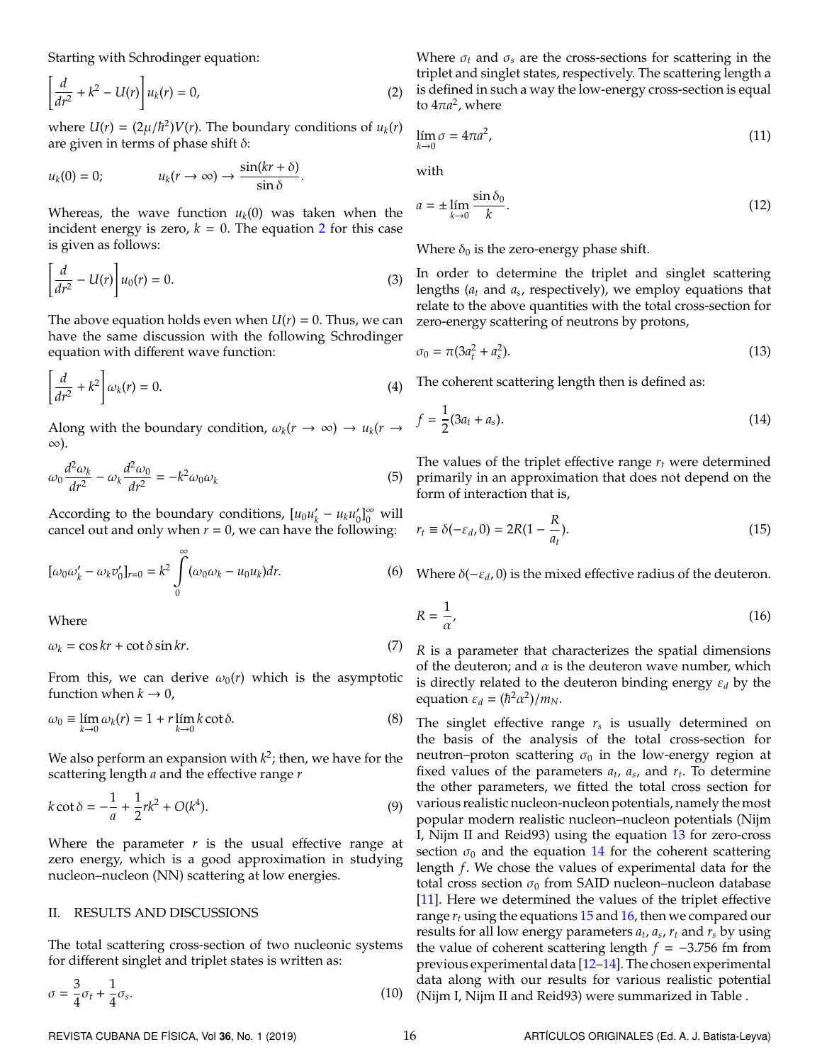Starting with Schrodinger equation:

$$\left[\frac{d}{dr^2} + k^2 - U(r)\right] u_k(r) = 0, \tag{2}$$

where $U(r) = (2\mu/\hbar^2)V(r)$. The boundary conditions of $u_k(r)$ are given in terms of phase shift $\delta$:

$$u_k(0) = 0; \qquad u_k(r \to \infty) \to \frac{\sin(kr + \delta)}{\sin \delta}.$$

Whereas, the wave function $u_k(0)$ was taken when the incident energy is zero, $k = 0$. The equation 2 for this case is given as follows:

$$\left[\frac{d}{dr^2} - U(r)\right] u_0(r) = 0. \tag{3}$$

The above equation holds even when $U(r) = 0$. Thus, we can have the same discussion with the following Schrodinger equation with different wave function:

$$\left[\frac{d}{dr^2} + k^2\right] \omega_k(r) = 0. \tag{4}$$

Along with the boundary condition, $\omega_k(r \to \infty) \to u_k(r \to \infty)$.

$$\omega_0 \frac{d^2\omega_k}{dr^2} - \omega_k \frac{d^2\omega_0}{dr^2} = -k^2 \omega_0 \omega_k \tag{5}$$

According to the boundary conditions, $[u_0 u_k' - u_k u_0']_0^\infty$ will cancel out and only when $r = 0$, we can have the following:

$$[\omega_0 \omega_k' - \omega_k v_0']_{r=0} = k^2 \int_0^\infty (\omega_0 \omega_k - u_0 u_k) dr. \tag{6}$$

Where

$$\omega_k = \cos kr + \cot \delta \sin kr. \tag{7}$$

From this, we can derive $\omega_0(r)$ which is the asymptotic function when $k \to 0$,

$$\omega_0 \equiv \lim_{k\to 0} \omega_k(r) = 1 + r \lim_{k \to 0} k \cot \delta. \tag{8}$$

We also perform an expansion with $k^2$; then, we have for the scattering length $a$ and the effective range $r$

$$k \cot \delta = -\frac{1}{a} + \frac{1}{2} r k^2 + O(k^4). \tag{9}$$

Where the parameter $r$ is the usual effective range at zero energy, which is a good approximation in studying nucleon–nucleon (NN) scattering at low energies.

## II. RESULTS AND DISCUSSIONS

The total scattering cross-section of two nucleonic systems for different singlet and triplet states is written as:

$$\sigma = \frac{3}{4}\sigma_t + \frac{1}{4}\sigma_s. \tag{10}$$

Where $\sigma_t$ and $\sigma_s$ are the cross-sections for scattering in the triplet and singlet states, respectively. The scattering length a is defined in such a way the low-energy cross-section is equal to $4\pi a^2$, where

$$\lim_{k\to 0} \sigma = 4\pi a^2, \tag{11}$$

with

$$a = \pm \lim_{k \to 0} \frac{\sin \delta_0}{k}. \tag{12}$$

Where $\delta_0$ is the zero-energy phase shift.

In order to determine the triplet and singlet scattering lengths ($a_t$ and $a_s$, respectively), we employ equations that relate to the above quantities with the total cross-section for zero-energy scattering of neutrons by protons,

$$\sigma_0 = \pi(3a_t^2 + a_s^2). \tag{13}$$

The coherent scattering length then is defined as:

$$f = \frac{1}{2}(3a_t + a_s). \tag{14}$$

The values of the triplet effective range $r_t$ were determined primarily in an approximation that does not depend on the form of interaction that is,

$$r_t \equiv \delta(-\varepsilon_d, 0) = 2R(1 - \frac{R}{a_t}). \tag{15}$$

Where $\delta(-\varepsilon_d, 0)$ is the mixed effective radius of the deuteron.

$$R = \frac{1}{\alpha}, \tag{16}$$

$R$ is a parameter that characterizes the spatial dimensions of the deuteron; and $\alpha$ is the deuteron wave number, which is directly related to the deuteron binding energy $\varepsilon_d$ by the equation $\varepsilon_d = (\hbar^2\alpha^2)/m_N$.

The singlet effective range $r_s$ is usually determined on the basis of the analysis of the total cross-section for neutron–proton scattering $\sigma_0$ in the low-energy region at fixed values of the parameters $a_t$, $a_s$, and $r_t$. To determine the other parameters, we fitted the total cross section for various realistic nucleon-nucleon potentials, namely the most popular modern realistic nucleon–nucleon potentials (Nijm I, Nijm II and Reid93) using the equation 13 for zero-cross section $\sigma_0$ and the equation 14 for the coherent scattering length $f$. We chose the values of experimental data for the total cross section $\sigma_0$ from SAID nucleon–nucleon database [11]. Here we determined the values of the triplet effective range $r_t$ using the equations 15 and 16, then we compared our results for all low energy parameters $a_t$, $a_s$, $r_t$ and $r_s$ by using the value of coherent scattering length $f = -3.756$ fm from previous experimental data [12–14]. The chosen experimental data along with our results for various realistic potential (Nijm I, Nijm II and Reid93) were summarized in Table .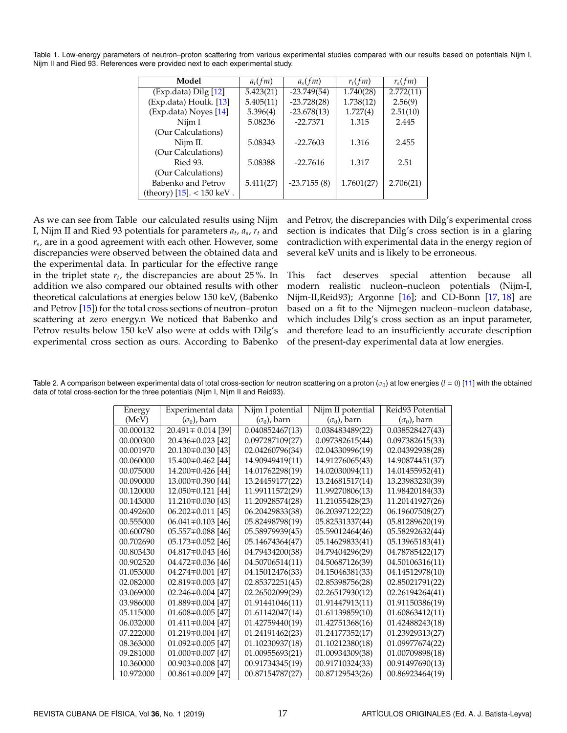Table 1. Low-energy parameters of neutron–proton scattering from various experimental studies compared with our results based on potentials Nijm I, Nijm II and Ried 93. References were provided next to each experimental study.

| Model | $a_t(fm)$ | $a_s(fm)$ | $r_t(fm)$ | $r_s(fm)$ |
|---|---|---|---|---|
| (Exp.data) Dilg [12] | 5.423(21) | -23.749(54) | 1.740(28) | 2.772(11) |
| (Exp.data) Houlk. [13] | 5.405(11) | -23.728(28) | 1.738(12) | 2.56(9) |
| (Exp.data) Noyes [14] | 5.396(4) | -23.678(13) | 1.727(4) | 2.51(10) |
| Nijm I (Our Calculations) | 5.08236 | -22.7371 | 1.315 | 2.445 |
| Nijm II. (Our Calculations) | 5.08343 | -22.7603 | 1.316 | 2.455 |
| Ried 93. (Our Calculations) | 5.08388 | -22.7616 | 1.317 | 2.51 |
| Babenko and Petrov (theory) [15]. < 150 keV . | 5.411(27) | -23.7155 (8) | 1.7601(27) | 2.706(21) |

As we can see from Table our calculated results using Nijm I, Nijm II and Ried 93 potentials for parameters $a_t$, $a_s$, $r_t$ and $r_s$, are in a good agreement with each other. However, some discrepancies were observed between the obtained data and the experimental data. In particular for the effective range in the triplet state $r_t$, the discrepancies are about 25%. In addition we also compared our obtained results with other theoretical calculations at energies below 150 keV, (Babenko and Petrov [15]) for the total cross sections of neutron–proton scattering at zero energy.n We noticed that Babenko and Petrov results below 150 keV also were at odds with Dilg's experimental cross section as ours. According to Babenko and Petrov, the discrepancies with Dilg's experimental cross section is indicates that Dilg's cross section is in a glaring contradiction with experimental data in the energy region of several keV units and is likely to be erroneous.

This fact deserves special attention because all modern realistic nucleon–nucleon potentials (Nijm-I, Nijm-II,Reid93); Argonne [16]; and CD-Bonn [17, 18] are based on a fit to the Nijmegen nucleon–nucleon database, which includes Dilg's cross section as an input parameter, and therefore lead to an insufficiently accurate description of the present-day experimental data at low energies.

Table 2. A comparison between experimental data of total cross-section for neutron scattering on a proton ($\sigma_0$) at low energies ($l = 0$) [11] with the obtained data of total cross-section for the three potentials (Nijm I, Nijm II and Reid93).

| Energy (MeV) | Experimental data ($\sigma_0$), barn | Nijm I potential ($\sigma_0$), barn | Nijm II potential ($\sigma_0$), barn | Reid93 Potential ($\sigma_0$), barn |
|---|---|---|---|---|
| 00.000132 | 20.491∓ 0.014 [39] | 0.040852467(13) | 0.038483489(22) | 0.038528427(43) |
| 00.000300 | 20.436∓0.023 [42] | 0.097287109(27) | 0.097382615(44) | 0.097382615(33) |
| 00.001970 | 20.130∓0.030 [43] | 02.04260796(34) | 02.04330996(19) | 02.04392938(28) |
| 00.060000 | 15.400∓0.462 [44] | 14.90949419(11) | 14.91276065(43) | 14.90874451(37) |
| 00.075000 | 14.200∓0.426 [44] | 14.01762298(19) | 14.02030094(11) | 14.01455952(41) |
| 00.090000 | 13.000∓0.390 [44] | 13.24459177(22) | 13.24681517(14) | 13.23983230(39) |
| 00.120000 | 12.050∓0.121 [44] | 11.99111572(29) | 11.99270806(13) | 11.98420184(33) |
| 00.143000 | 11.210∓0.030 [43] | 11.20928574(28) | 11.21055428(23) | 11.20141927(26) |
| 00.492600 | 06.202∓0.011 [45] | 06.20429833(38) | 06.20397122(22) | 06.19607508(27) |
| 00.555000 | 06.041∓0.103 [46] | 05.82498798(19) | 05.82531337(44) | 05.81289620(19) |
| 00.600780 | 05.557∓0.088 [46] | 05.58979939(45) | 05.59012464(46) | 05.58292632(44) |
| 00.702690 | 05.173∓0.052 [46] | 05.14674364(47) | 05.14629833(41) | 05.13965183(41) |
| 00.803430 | 04.817∓0.043 [46] | 04.79434200(38) | 04.79404296(29) | 04.78785422(17) |
| 00.902520 | 04.472∓0.036 [46] | 04.50706514(11) | 04.50687126(39) | 04.50106316(11) |
| 01.053000 | 04.274∓0.001 [47] | 04.15012476(33) | 04.15046381(33) | 04.14512978(10) |
| 02.082000 | 02.819∓0.003 [47] | 02.85372251(45) | 02.85398756(28) | 02.85021791(22) |
| 03.069000 | 02.246∓0.004 [47] | 02.26502099(29) | 02.26517930(12) | 02.26194264(41) |
| 03.986000 | 01.889∓0.004 [47] | 01.91441046(11) | 01.91447913(11) | 01.91150386(19) |
| 05.115000 | 01.608∓0.005 [47] | 01.61142047(14) | 01.61139859(10) | 01.60863412(11) |
| 06.032000 | 01.411∓0.004 [47] | 01.42759440(19) | 01.42751368(16) | 01.42488243(18) |
| 07.222000 | 01.219∓0.004 [47] | 01.24191462(23) | 01.24177352(17) | 01.23929313(27) |
| 08.363000 | 01.092∓0.005 [47] | 01.10230937(18) | 01.10212380(18) | 01.09977674(22) |
| 09.281000 | 01.000∓0.007 [47] | 01.00955693(21) | 01.00934309(38) | 01.00709898(18) |
| 10.360000 | 00.903∓0.008 [47] | 00.91734345(19) | 00.91710324(33) | 00.91497690(13) |
| 10.972000 | 00.861∓0.009 [47] | 00.87154787(27) | 00.87129543(26) | 00.86923464(19) |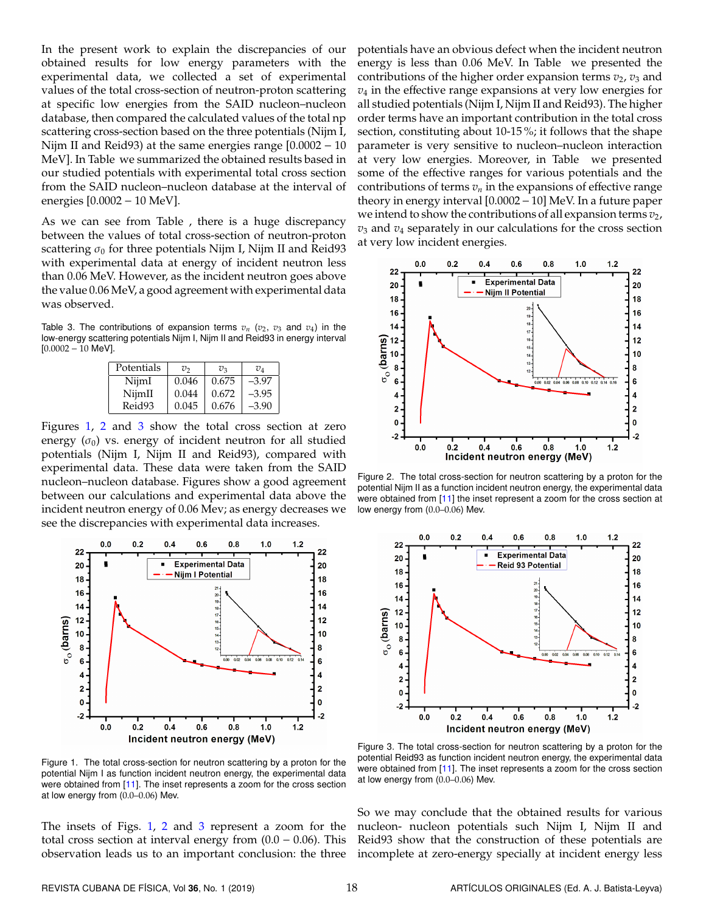In the present work to explain the discrepancies of our obtained results for low energy parameters with the experimental data, we collected a set of experimental values of the total cross-section of neutron-proton scattering at specific low energies from the SAID nucleon–nucleon database, then compared the calculated values of the total np scattering cross-section based on the three potentials (Nijm I, Nijm II and Reid93) at the same energies range [0.0002 – 10 MeV]. In Table we summarized the obtained results based in our studied potentials with experimental total cross section from the SAID nucleon–nucleon database at the interval of energies [0.0002 – 10 MeV].

As we can see from Table , there is a huge discrepancy between the values of total cross-section of neutron-proton scattering $\sigma_0$ for three potentials Nijm I, Nijm II and Reid93 with experimental data at energy of incident neutron less than 0.06 MeV. However, as the incident neutron goes above the value 0.06 MeV, a good agreement with experimental data was observed.

Table 3. The contributions of expansion terms $v_n$ ($v_2$, $v_3$ and $v_4$) in the low-energy scattering potentials Nijm I, Nijm II and Reid93 in energy interval [0.0002 – 10 MeV].

| Potentials | $v_2$ | $v_3$ | $v_4$ |
|---|---|---|---|
| NijmI | 0.046 | 0.675 | –3.97 |
| NijmII | 0.044 | 0.672 | –3.95 |
| Reid93 | 0.045 | 0.676 | –3.90 |

Figures 1, 2 and 3 show the total cross section at zero energy ($\sigma_0$) vs. energy of incident neutron for all studied potentials (Nijm I, Nijm II and Reid93), compared with experimental data. These data were taken from the SAID nucleon–nucleon database. Figures show a good agreement between our calculations and experimental data above the incident neutron energy of 0.06 Mev; as energy decreases we see the discrepancies with experimental data increases.

Figure 1. The total cross-section for neutron scattering by a proton for the potential Nijm I as function incident neutron energy, the experimental data were obtained from [11]. The inset represents a zoom for the cross section at low energy from (0.0–0.06) Mev.

The insets of Figs. 1, 2 and 3 represent a zoom for the total cross section at interval energy from (0.0 – 0.06). This observation leads us to an important conclusion: the three potentials have an obvious defect when the incident neutron energy is less than 0.06 MeV. In Table we presented the contributions of the higher order expansion terms $v_2$, $v_3$ and $v_4$ in the effective range expansions at very low energies for all studied potentials (Nijm I, Nijm II and Reid93). The higher order terms have an important contribution in the total cross section, constituting about 10-15 %; it follows that the shape parameter is very sensitive to nucleon–nucleon interaction at very low energies. Moreover, in Table we presented some of the effective ranges for various potentials and the contributions of terms $v_n$ in the expansions of effective range theory in energy interval [0.0002 – 10] MeV. In a future paper we intend to show the contributions of all expansion terms $v_2$, $v_3$ and $v_4$ separately in our calculations for the cross section at very low incident energies.

Figure 2. The total cross-section for neutron scattering by a proton for the potential Nijm II as a function incident neutron energy, the experimental data were obtained from [11] the inset represent a zoom for the cross section at low energy from (0.0–0.06) Mev.

Figure 3. The total cross-section for neutron scattering by a proton for the potential Reid93 as function incident neutron energy, the experimental data were obtained from [11]. The inset represents a zoom for the cross section at low energy from (0.0–0.06) Mev.

So we may conclude that the obtained results for various nucleon- nucleon potentials such Nijm I, Nijm II and Reid93 show that the construction of these potentials are incomplete at zero-energy specially at incident energy less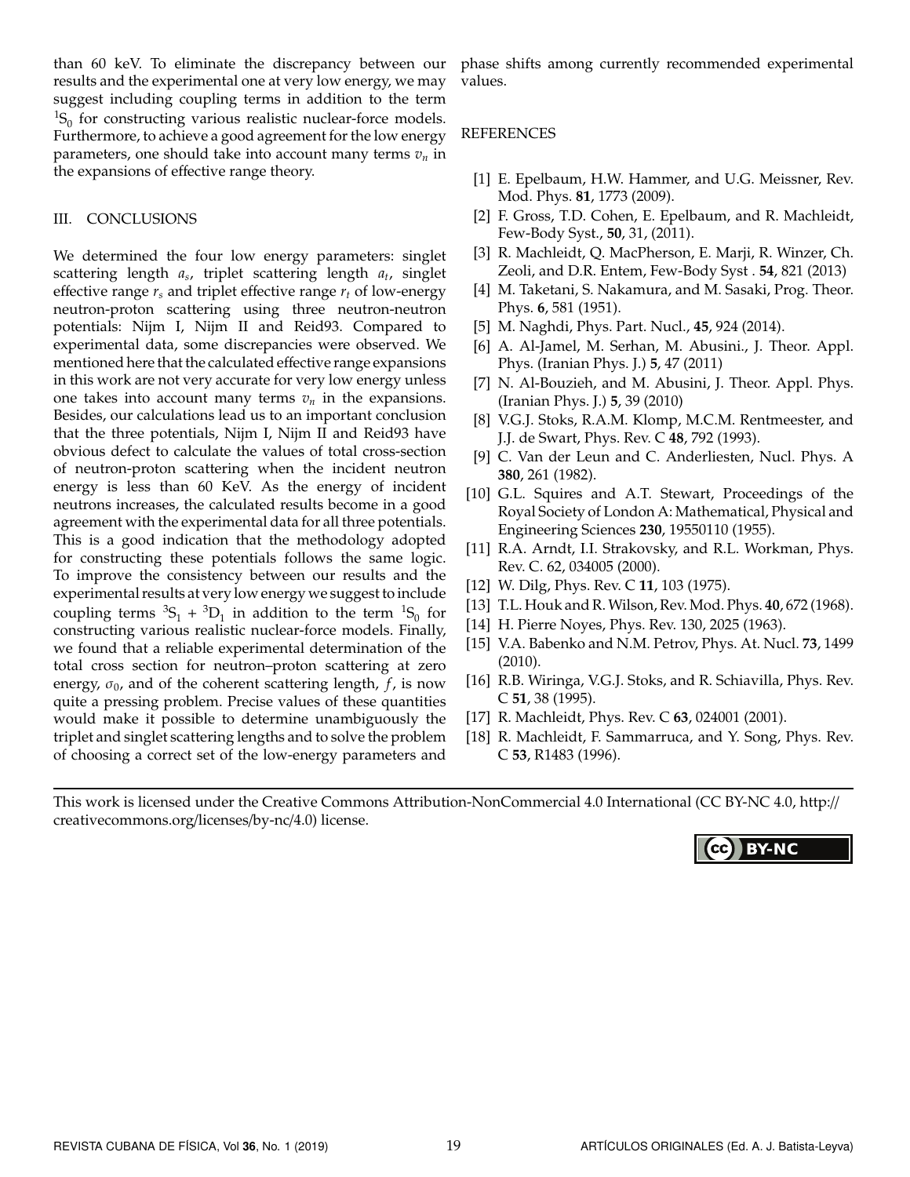than 60 keV. To eliminate the discrepancy between our results and the experimental one at very low energy, we may suggest including coupling terms in addition to the term $^1S_0$ for constructing various realistic nuclear-force models. Furthermore, to achieve a good agreement for the low energy parameters, one should take into account many terms $v_n$ in the expansions of effective range theory.

## III. CONCLUSIONS

We determined the four low energy parameters: singlet scattering length $a_s$, triplet scattering length $a_t$, singlet effective range $r_s$ and triplet effective range $r_t$ of low-energy neutron-proton scattering using three neutron-neutron potentials: Nijm I, Nijm II and Reid93. Compared to experimental data, some discrepancies were observed. We mentioned here that the calculated effective range expansions in this work are not very accurate for very low energy unless one takes into account many terms $v_n$ in the expansions. Besides, our calculations lead us to an important conclusion that the three potentials, Nijm I, Nijm II and Reid93 have obvious defect to calculate the values of total cross-section of neutron-proton scattering when the incident neutron energy is less than 60 KeV. As the energy of incident neutrons increases, the calculated results become in a good agreement with the experimental data for all three potentials. This is a good indication that the methodology adopted for constructing these potentials follows the same logic. To improve the consistency between our results and the experimental results at very low energy we suggest to include coupling terms $^3S_1$ + $^3D_1$ in addition to the term $^1S_0$ for constructing various realistic nuclear-force models. Finally, we found that a reliable experimental determination of the total cross section for neutron–proton scattering at zero energy, $\sigma_0$, and of the coherent scattering length, $f$, is now quite a pressing problem. Precise values of these quantities would make it possible to determine unambiguously the triplet and singlet scattering lengths and to solve the problem of choosing a correct set of the low-energy parameters and phase shifts among currently recommended experimental values.

## REFERENCES

[1] E. Epelbaum, H.W. Hammer, and U.G. Meissner, Rev. Mod. Phys. **81**, 1773 (2009).

[2] F. Gross, T.D. Cohen, E. Epelbaum, and R. Machleidt, Few-Body Syst., **50**, 31, (2011).

[3] R. Machleidt, Q. MacPherson, E. Marji, R. Winzer, Ch. Zeoli, and D.R. Entem, Few-Body Syst . **54**, 821 (2013)

[4] M. Taketani, S. Nakamura, and M. Sasaki, Prog. Theor. Phys. **6**, 581 (1951).

[5] M. Naghdi, Phys. Part. Nucl., **45**, 924 (2014).

[6] A. Al-Jamel, M. Serhan, M. Abusini., J. Theor. Appl. Phys. (Iranian Phys. J.) **5**, 47 (2011)

[7] N. Al-Bouzieh, and M. Abusini, J. Theor. Appl. Phys. (Iranian Phys. J.) **5**, 39 (2010)

[8] V.G.J. Stoks, R.A.M. Klomp, M.C.M. Rentmeester, and J.J. de Swart, Phys. Rev. C **48**, 792 (1993).

[9] C. Van der Leun and C. Anderliesten, Nucl. Phys. A **380**, 261 (1982).

[10] G.L. Squires and A.T. Stewart, Proceedings of the Royal Society of London A: Mathematical, Physical and Engineering Sciences **230**, 19550110 (1955).

[11] R.A. Arndt, I.I. Strakovsky, and R.L. Workman, Phys. Rev. C. 62, 034005 (2000).

[12] W. Dilg, Phys. Rev. C **11**, 103 (1975).

[13] T.L. Houk and R. Wilson, Rev. Mod. Phys. **40**, 672 (1968).

[14] H. Pierre Noyes, Phys. Rev. 130, 2025 (1963).

[15] V.A. Babenko and N.M. Petrov, Phys. At. Nucl. **73**, 1499 (2010).

[16] R.B. Wiringa, V.G.J. Stoks, and R. Schiavilla, Phys. Rev. C **51**, 38 (1995).

[17] R. Machleidt, Phys. Rev. C **63**, 024001 (2001).

[18] R. Machleidt, F. Sammarruca, and Y. Song, Phys. Rev. C **53**, R1483 (1996).

This work is licensed under the Creative Commons Attribution-NonCommercial 4.0 International (CC BY-NC 4.0, http://creativecommons.org/licenses/by-nc/4.0) license.